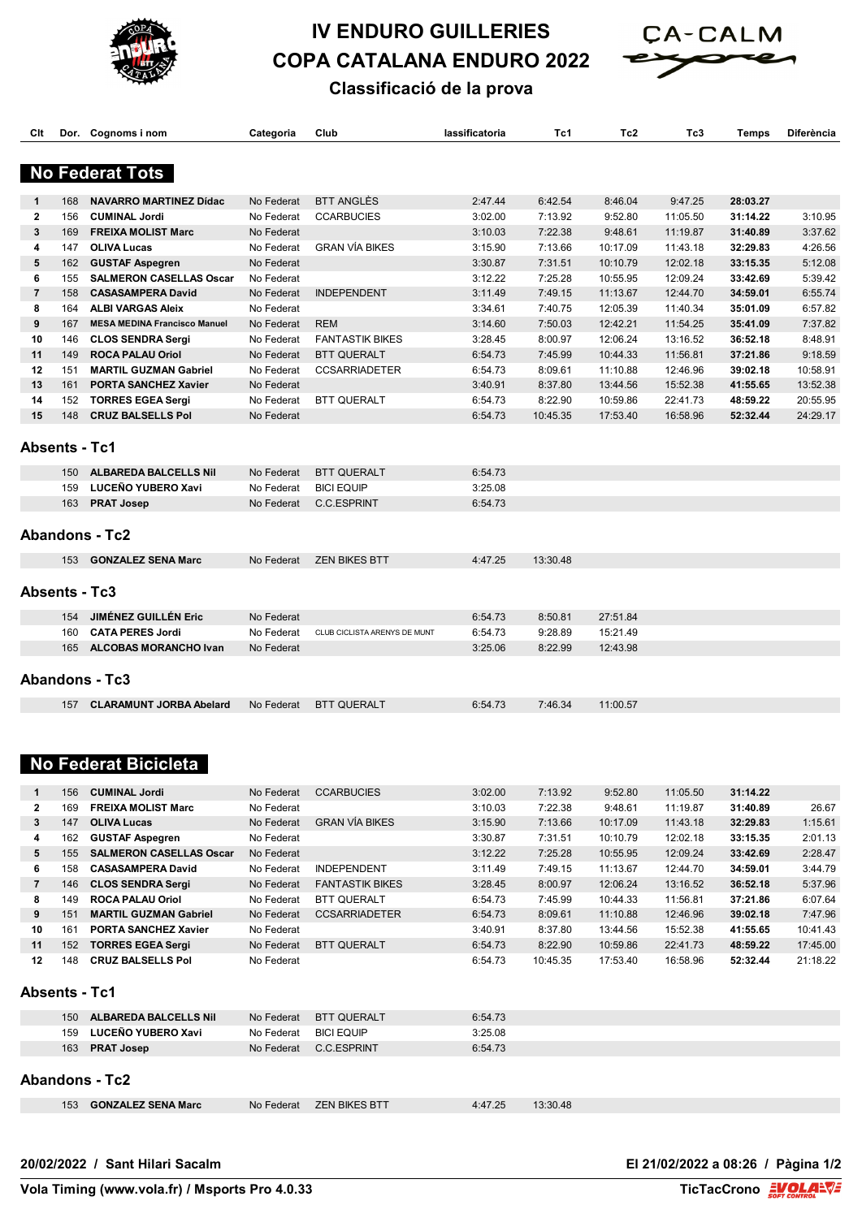# IV ENDURO GUILLERIES
# COPA CATALANA ENDURO 2022
## Classificació de la prova

## No Federat Tots

| Clt | Dor. | Cognoms i nom | Categoria | Club | lassificatoria | Tc1 | Tc2 | Tc3 | Temps | Diferència |
|---|---|---|---|---|---|---|---|---|---|---|
| 1 | 168 | **NAVARRO MARTINEZ Dídac** | No Federat | BTT ANGLÈS | 2:47.44 | 6:42.54 | 8:46.04 | 9:47.25 | **28:03.27** | |
| 2 | 156 | **CUMINAL Jordi** | No Federat | CCARBUCIES | 3:02.00 | 7:13.92 | 9:52.80 | 11:05.50 | **31:14.22** | 3:10.95 |
| 3 | 169 | **FREIXA MOLIST Marc** | No Federat | | 3:10.03 | 7:22.38 | 9:48.61 | 11:19.87 | **31:40.89** | 3:37.62 |
| 4 | 147 | **OLIVA Lucas** | No Federat | GRAN VÍA BIKES | 3:15.90 | 7:13.66 | 10:17.09 | 11:43.18 | **32:29.83** | 4:26.56 |
| 5 | 162 | **GUSTAF Aspegren** | No Federat | | 3:30.87 | 7:31.51 | 10:10.79 | 12:02.18 | **33:15.35** | 5:12.08 |
| 6 | 155 | **SALMERON CASELLAS Oscar** | No Federat | | 3:12.22 | 7:25.28 | 10:55.95 | 12:09.24 | **33:42.69** | 5:39.42 |
| 7 | 158 | **CASASAMPERA David** | No Federat | INDEPENDENT | 3:11.49 | 7:49.15 | 11:13.67 | 12:44.70 | **34:59.01** | 6:55.74 |
| 8 | 164 | **ALBI VARGAS Aleix** | No Federat | | 3:34.61 | 7:40.75 | 12:05.39 | 11:40.34 | **35:01.09** | 6:57.82 |
| 9 | 167 | **MESA MEDINA Francisco Manuel** | No Federat | REM | 3:14.60 | 7:50.03 | 12:42.21 | 11:54.25 | **35:41.09** | 7:37.82 |
| 10 | 146 | **CLOS SENDRA Sergi** | No Federat | FANTASTIK BIKES | 3:28.45 | 8:00.97 | 12:06.24 | 13:16.52 | **36:52.18** | 8:48.91 |
| 11 | 149 | **ROCA PALAU Oriol** | No Federat | BTT QUERALT | 6:54.73 | 7:45.99 | 10:44.33 | 11:56.81 | **37:21.86** | 9:18.59 |
| 12 | 151 | **MARTIL GUZMAN Gabriel** | No Federat | CCSARRIADETER | 6:54.73 | 8:09.61 | 11:10.88 | 12:46.96 | **39:02.18** | 10:58.91 |
| 13 | 161 | **PORTA SANCHEZ Xavier** | No Federat | | 3:40.91 | 8:37.80 | 13:44.56 | 15:52.38 | **41:55.65** | 13:52.38 |
| 14 | 152 | **TORRES EGEA Sergi** | No Federat | BTT QUERALT | 6:54.73 | 8:22.90 | 10:59.86 | 22:41.73 | **48:59.22** | 20:55.95 |
| 15 | 148 | **CRUZ BALSELLS Pol** | No Federat | | 6:54.73 | 10:45.35 | 17:53.40 | 16:58.96 | **52:32.44** | 24:29.17 |

### Absents - Tc1

| Dor. | Cognoms i nom | Categoria | Club | lassificatoria |
|---|---|---|---|---|
| 150 | **ALBAREDA BALCELLS Nil** | No Federat | BTT QUERALT | 6:54.73 |
| 159 | **LUCEÑO YUBERO Xavi** | No Federat | BICI EQUIP | 3:25.08 |
| 163 | **PRAT Josep** | No Federat | C.C.ESPRINT | 6:54.73 |

### Abandons - Tc2

| Dor. | Cognoms i nom | Categoria | Club | lassificatoria | Tc1 |
|---|---|---|---|---|---|
| 153 | **GONZALEZ SENA Marc** | No Federat | ZEN BIKES BTT | 4:47.25 | 13:30.48 |

### Absents - Tc3

| Dor. | Cognoms i nom | Categoria | Club | lassificatoria | Tc1 | Tc2 |
|---|---|---|---|---|---|---|
| 154 | **JIMÉNEZ GUILLÉN Eric** | No Federat | | 6:54.73 | 8:50.81 | 27:51.84 |
| 160 | **CATA PERES Jordi** | No Federat | CLUB CICLISTA ARENYS DE MUNT | 6:54.73 | 9:28.89 | 15:21.49 |
| 165 | **ALCOBAS MORANCHO Ivan** | No Federat | | 3:25.06 | 8:22.99 | 12:43.98 |

### Abandons - Tc3

| Dor. | Cognoms i nom | Categoria | Club | lassificatoria | Tc1 | Tc2 |
|---|---|---|---|---|---|---|
| 157 | **CLARAMUNT JORBA Abelard** | No Federat | BTT QUERALT | 6:54.73 | 7:46.34 | 11:00.57 |

## No Federat Bicicleta

| Clt | Dor. | Cognoms i nom | Categoria | Club | lassificatoria | Tc1 | Tc2 | Tc3 | Temps | Diferència |
|---|---|---|---|---|---|---|---|---|---|---|
| 1 | 156 | **CUMINAL Jordi** | No Federat | CCARBUCIES | 3:02.00 | 7:13.92 | 9:52.80 | 11:05.50 | **31:14.22** | |
| 2 | 169 | **FREIXA MOLIST Marc** | No Federat | | 3:10.03 | 7:22.38 | 9:48.61 | 11:19.87 | **31:40.89** | 26.67 |
| 3 | 147 | **OLIVA Lucas** | No Federat | GRAN VÍA BIKES | 3:15.90 | 7:13.66 | 10:17.09 | 11:43.18 | **32:29.83** | 1:15.61 |
| 4 | 162 | **GUSTAF Aspegren** | No Federat | | 3:30.87 | 7:31.51 | 10:10.79 | 12:02.18 | **33:15.35** | 2:01.13 |
| 5 | 155 | **SALMERON CASELLAS Oscar** | No Federat | | 3:12.22 | 7:25.28 | 10:55.95 | 12:09.24 | **33:42.69** | 2:28.47 |
| 6 | 158 | **CASASAMPERA David** | No Federat | INDEPENDENT | 3:11.49 | 7:49.15 | 11:13.67 | 12:44.70 | **34:59.01** | 3:44.79 |
| 7 | 146 | **CLOS SENDRA Sergi** | No Federat | FANTASTIK BIKES | 3:28.45 | 8:00.97 | 12:06.24 | 13:16.52 | **36:52.18** | 5:37.96 |
| 8 | 149 | **ROCA PALAU Oriol** | No Federat | BTT QUERALT | 6:54.73 | 7:45.99 | 10:44.33 | 11:56.81 | **37:21.86** | 6:07.64 |
| 9 | 151 | **MARTIL GUZMAN Gabriel** | No Federat | CCSARRIADETER | 6:54.73 | 8:09.61 | 11:10.88 | 12:46.96 | **39:02.18** | 7:47.96 |
| 10 | 161 | **PORTA SANCHEZ Xavier** | No Federat | | 3:40.91 | 8:37.80 | 13:44.56 | 15:52.38 | **41:55.65** | 10:41.43 |
| 11 | 152 | **TORRES EGEA Sergi** | No Federat | BTT QUERALT | 6:54.73 | 8:22.90 | 10:59.86 | 22:41.73 | **48:59.22** | 17:45.00 |
| 12 | 148 | **CRUZ BALSELLS Pol** | No Federat | | 6:54.73 | 10:45.35 | 17:53.40 | 16:58.96 | **52:32.44** | 21:18.22 |

### Absents - Tc1

| Dor. | Cognoms i nom | Categoria | Club | lassificatoria |
|---|---|---|---|---|
| 150 | **ALBAREDA BALCELLS Nil** | No Federat | BTT QUERALT | 6:54.73 |
| 159 | **LUCEÑO YUBERO Xavi** | No Federat | BICI EQUIP | 3:25.08 |
| 163 | **PRAT Josep** | No Federat | C.C.ESPRINT | 6:54.73 |

### Abandons - Tc2

| Dor. | Cognoms i nom | Categoria | Club | lassificatoria | Tc1 |
|---|---|---|---|---|---|
| 153 | **GONZALEZ SENA Marc** | No Federat | ZEN BIKES BTT | 4:47.25 | 13:30.48 |

**20/02/2022 / Sant Hilari Sacalm** — **El 21/02/2022 a 08:26**

**Vola Timing (www.vola.fr) / Msports Pro 4.0.33** — **TicTacCrono**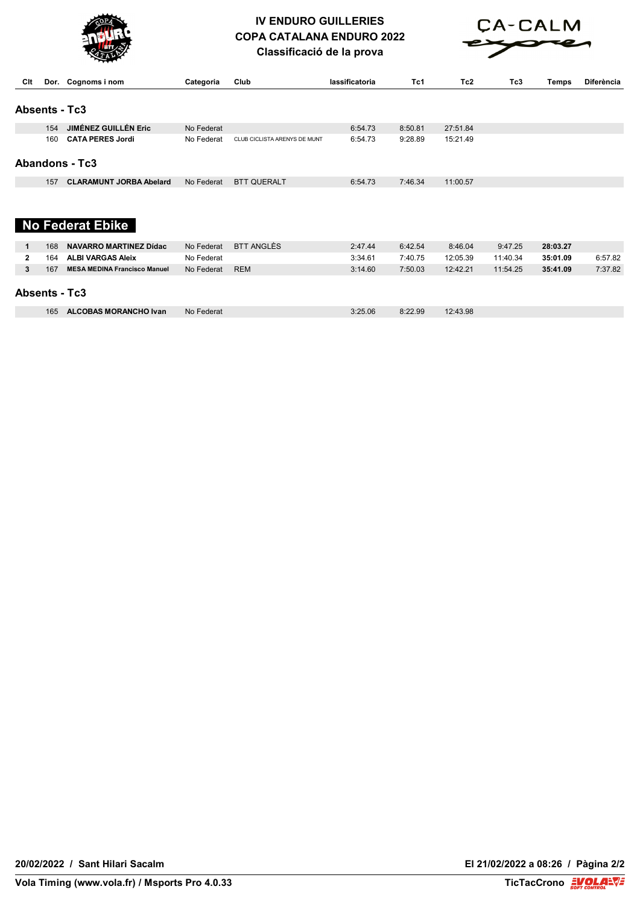# IV ENDURO GUILLERIES
## COPA CATALANA ENDURO 2022
### Classificació de la prova

| Clt | Dor. | Cognoms i nom | Categoria | Club | lassificatoria | Tc1 | Tc2 | Tc3 | Temps | Diferència |
|---|---|---|---|---|---|---|---|---|---|---|

### Absents - Tc3

| Clt | Dor. | Cognoms i nom | Categoria | Club | lassificatoria | Tc1 | Tc2 | Tc3 | Temps | Diferència |
|---|---|---|---|---|---|---|---|---|---|---|
| | 154 | **JIMÉNEZ GUILLÉN Eric** | No Federat | | 6:54.73 | 8:50.81 | 27:51.84 | | | |
| | 160 | **CATA PERES Jordi** | No Federat | CLUB CICLISTA ARENYS DE MUNT | 6:54.73 | 9:28.89 | 15:21.49 | | | |

### Abandons - Tc3

| Clt | Dor. | Cognoms i nom | Categoria | Club | lassificatoria | Tc1 | Tc2 | Tc3 | Temps | Diferència |
|---|---|---|---|---|---|---|---|---|---|---|
| | 157 | **CLARAMUNT JORBA Abelard** | No Federat | BTT QUERALT | 6:54.73 | 7:46.34 | 11:00.57 | | | |

## No Federat Ebike

| Clt | Dor. | Cognoms i nom | Categoria | Club | lassificatoria | Tc1 | Tc2 | Tc3 | Temps | Diferència |
|---|---|---|---|---|---|---|---|---|---|---|
| **1** | 168 | **NAVARRO MARTINEZ Dídac** | No Federat | BTT ANGLÈS | 2:47.44 | 6:42.54 | 8:46.04 | 9:47.25 | **28:03.27** | |
| **2** | 164 | **ALBI VARGAS Aleix** | No Federat | | 3:34.61 | 7:40.75 | 12:05.39 | 11:40.34 | **35:01.09** | 6:57.82 |
| **3** | 167 | **MESA MEDINA Francisco Manuel** | No Federat | REM | 3:14.60 | 7:50.03 | 12:42.21 | 11:54.25 | **35:41.09** | 7:37.82 |

### Absents - Tc3

| Clt | Dor. | Cognoms i nom | Categoria | Club | lassificatoria | Tc1 | Tc2 | Tc3 | Temps | Diferència |
|---|---|---|---|---|---|---|---|---|---|---|
| | 165 | **ALCOBAS MORANCHO Ivan** | No Federat | | 3:25.06 | 8:22.99 | 12:43.98 | | | |

**20/02/2022 / Sant Hilari Sacalm** — **El 21/02/2022 a 08:26**

**Vola Timing (www.vola.fr) / Msports Pro 4.0.33** — **TicTacCrono**